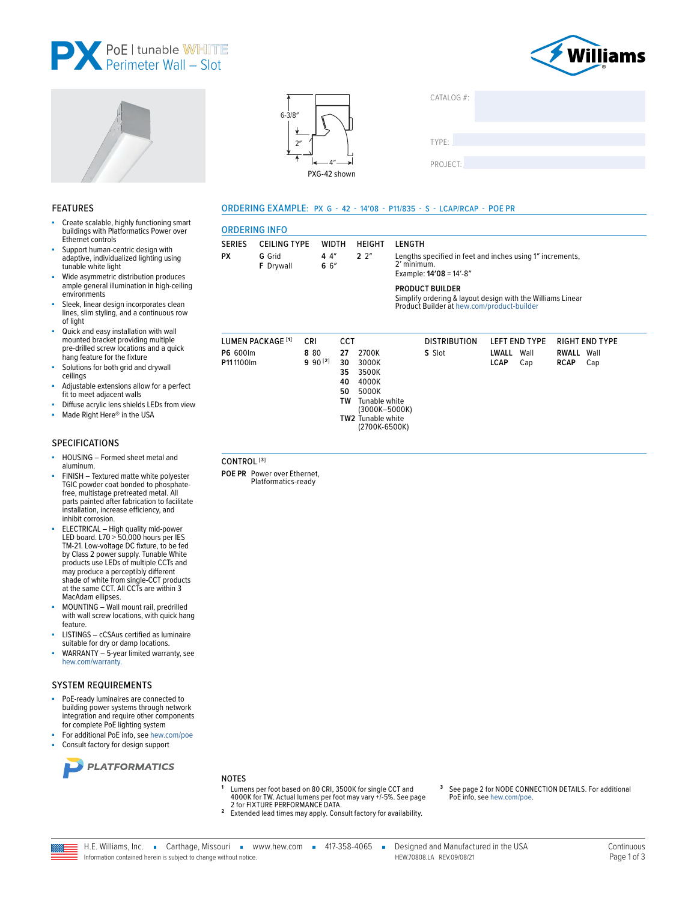# PX PoE | tunable WHITE Perimeter Wall – Slot

6-3/8″
2″
4″
PXG-42 shown

CATALOG #:

TYPE:

PROJECT:

## FEATURES

- Create scalable, highly functioning smart buildings with Platformatics Power over Ethernet controls
- Support human-centric design with adaptive, individualized lighting using tunable white light
- Wide asymmetric distribution produces ample general illumination in high-ceiling environments
- Sleek, linear design incorporates clean lines, slim styling, and a continuous row of light
- Quick and easy installation with wall mounted bracket providing multiple pre-drilled screw locations and a quick hang feature for the fixture
- Solutions for both grid and drywall ceilings
- Adjustable extensions allow for a perfect fit to meet adjacent walls
- Diffuse acrylic lens shields LEDs from view
- Made Right Here® in the USA

## SPECIFICATIONS

- HOUSING – Formed sheet metal and aluminum.
- FINISH – Textured matte white polyester TGIC powder coat bonded to phosphate-free, multistage pretreated metal. All parts painted after fabrication to facilitate installation, increase efficiency, and inhibit corrosion.
- ELECTRICAL – High quality mid-power LED board. L70 > 50,000 hours per IES TM-21. Low-voltage DC fixture, to be fed by Class 2 power supply. Tunable White products use LEDs of multiple CCTs and may produce a perceptibly different shade of white from single-CCT products at the same CCT. All CCTs are within 3 MacAdam ellipses.
- MOUNTING – Wall mount rail, predrilled with wall screw locations, with quick hang feature.
- LISTINGS – cCSAus certified as luminaire suitable for dry or damp locations.
- WARRANTY – 5-year limited warranty, see hew.com/warranty.

## SYSTEM REQUIREMENTS

- PoE-ready luminaires are connected to building power systems through network integration and require other components for complete PoE lighting system
- For additional PoE info, see hew.com/poe
- Consult factory for design support

PLATFORMATICS

## ORDERING EXAMPLE: PX G - 42 - 14'08 - P11/835 - S - LCAP/RCAP - POE PR

## ORDERING INFO

| SERIES | CEILING TYPE | WIDTH | HEIGHT | LENGTH |
|---|---|---|---|---|
| **PX** | **G** Grid<br>**F** Drywall | **4** 4″<br>**6** 6″ | **2** 2″ | Lengths specified in feet and inches using 1″ increments, 2′ minimum.<br>Example: **14'08** = 14′-8″<br><br>**PRODUCT BUILDER**<br>Simplify ordering & layout design with the Williams Linear Product Builder at hew.com/product-builder |

| LUMEN PACKAGE [1] | CRI | CCT | DISTRIBUTION | LEFT END TYPE | RIGHT END TYPE |
|---|---|---|---|---|---|
| **P6** 600lm<br>**P11** 1100lm | **8** 80<br>**9** 90 [2] | **27** 2700K<br>**30** 3000K<br>**35** 3500K<br>**40** 4000K<br>**50** 5000K<br>**TW** Tunable white (3000K–5000K)<br>**TW2** Tunable white (2700K-6500K) | **S** Slot | **LWALL** Wall<br>**LCAP** Cap | **RWALL** Wall<br>**RCAP** Cap |

| CONTROL [3] |
|---|
| **POE PR** Power over Ethernet, Platformatics-ready |

## NOTES

1. Lumens per foot based on 80 CRI, 3500K for single CCT and 4000K for TW. Actual lumens per foot may vary +/-5%. See page 2 for FIXTURE PERFORMANCE DATA.
2. Extended lead times may apply. Consult factory for availability.
3. See page 2 for NODE CONNECTION DETAILS. For additional PoE info, see hew.com/poe.

H.E. Williams, Inc. ▪ Carthage, Missouri ▪ www.hew.com ▪ 417-358-4065 ▪ Designed and Manufactured in the USA
Information contained herein is subject to change without notice. HEW.70808.LA REV.09/08/21
Continuous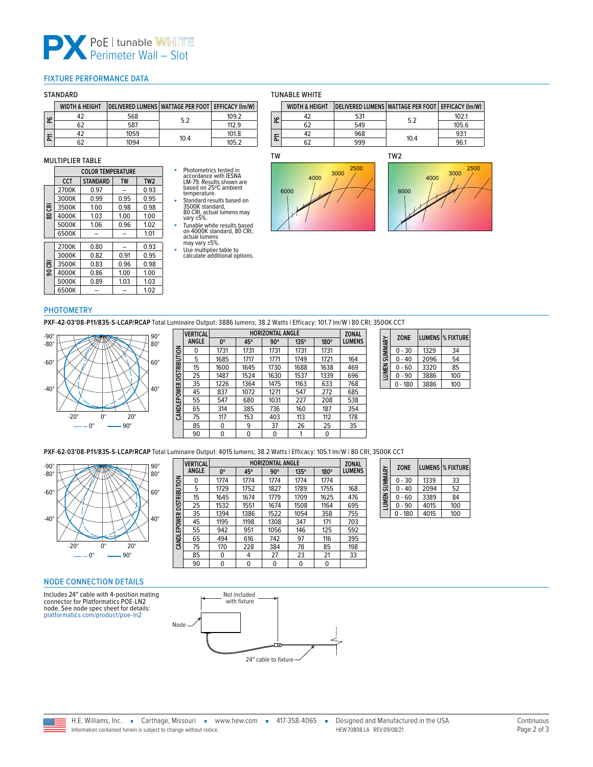# PX PoE | tunable WHITE Perimeter Wall – Slot

## FIXTURE PERFORMANCE DATA

### STANDARD

| | WIDTH & HEIGHT | DELIVERED LUMENS | WATTAGE PER FOOT | EFFICACY (lm/W) |
|---|---|---|---|---|
| P6 | 42 | 568 | 5.2 | 109.2 |
| | 62 | 587 | | 112.9 |
| P11 | 42 | 1059 | 10.4 | 101.8 |
| | 62 | 1094 | | 105.2 |

### TUNABLE WHITE

| | WIDTH & HEIGHT | DELIVERED LUMENS | WATTAGE PER FOOT | EFFICACY (lm/W) |
|---|---|---|---|---|
| P6 | 42 | 531 | 5.2 | 102.1 |
| | 62 | 549 | | 105.6 |
| P11 | 42 | 968 | 10.4 | 93.1 |
| | 62 | 999 | | 96.1 |

### MULTIPLIER TABLE

| | COLOR TEMPERATURE | | | |
|---|---|---|---|---|
| | CCT | STANDARD | TW | TW2 |
| 80 CRI | 2700K | 0.97 | – | 0.93 |
| | 3000K | 0.99 | 0.95 | 0.95 |
| | 3500K | 1.00 | 0.98 | 0.98 |
| | 4000K | 1.03 | 1.00 | 1.00 |
| | 5000K | 1.06 | 0.96 | 1.02 |
| | 6500K | – | – | 1.01 |
| 90 CRI | 2700K | 0.80 | – | 0.93 |
| | 3000K | 0.82 | 0.91 | 0.95 |
| | 3500K | 0.83 | 0.96 | 0.98 |
| | 4000K | 0.86 | 1.00 | 1.00 |
| | 5000K | 0.89 | 1.03 | 1.03 |
| | 6500K | – | – | 1.02 |

- Photometrics tested in accordance with IESNA LM-79. Results shown are based on 25°C ambient temperature.
- Standard results based on 3500K standard, 80 CRI, actual lumens may vary ±5%.
- Tunable white results based on 4000K standard, 80 CRI, actual lumens may vary ±5%.
- Use multiplier table to calculate additional options.

TW

TW2

## PHOTOMETRY

**PXF-42-03'08-P11/835-S-LCAP/RCAP** Total Luminaire Output: 3886 lumens; 38.2 Watts | Efficacy: 101.7 lm/W | 80 CRI; 3500K CCT

CANDLEPOWER DISTRIBUTION

| VERTICAL ANGLE | HORIZONTAL ANGLE 0° | 45° | 90° | 135° | 180° | ZONAL LUMENS |
|---|---|---|---|---|---|---|
| 0 | 1731 | 1731 | 1731 | 1731 | 1731 | |
| 5 | 1685 | 1717 | 1771 | 1749 | 1721 | 164 |
| 15 | 1600 | 1645 | 1730 | 1688 | 1638 | 469 |
| 25 | 1487 | 1524 | 1630 | 1537 | 1339 | 696 |
| 35 | 1226 | 1364 | 1475 | 1163 | 633 | 768 |
| 45 | 837 | 1072 | 1271 | 547 | 272 | 685 |
| 55 | 547 | 680 | 1031 | 227 | 208 | 538 |
| 65 | 314 | 385 | 736 | 160 | 187 | 354 |
| 75 | 117 | 153 | 403 | 113 | 112 | 178 |
| 85 | 0 | 9 | 37 | 26 | 25 | 35 |
| 90 | 0 | 0 | 0 | 1 | 0 | |

LUMEN SUMMARY

| ZONE | LUMENS | % FIXTURE |
|---|---|---|
| 0 - 30 | 1329 | 34 |
| 0 - 40 | 2096 | 54 |
| 0 - 60 | 3320 | 85 |
| 0 - 90 | 3886 | 100 |
| 0 - 180 | 3886 | 100 |

**PXF-62-03'08-P11/835-S-LCAP/RCAP** Total Luminaire Output: 4015 lumens; 38.2 Watts | Efficacy: 105.1 lm/W | 80 CRI; 3500K CCT

CANDLEPOWER DISTRIBUTION

| VERTICAL ANGLE | HORIZONTAL ANGLE 0° | 45° | 90° | 135° | 180° | ZONAL LUMENS |
|---|---|---|---|---|---|---|
| 0 | 1774 | 1774 | 1774 | 1774 | 1774 | |
| 5 | 1729 | 1752 | 1827 | 1789 | 1755 | 168 |
| 15 | 1645 | 1674 | 1779 | 1709 | 1625 | 476 |
| 25 | 1532 | 1551 | 1674 | 1508 | 1164 | 695 |
| 35 | 1394 | 1386 | 1522 | 1054 | 358 | 755 |
| 45 | 1195 | 1198 | 1308 | 347 | 171 | 703 |
| 55 | 942 | 951 | 1056 | 146 | 125 | 592 |
| 65 | 494 | 616 | 742 | 97 | 116 | 395 |
| 75 | 170 | 228 | 384 | 78 | 85 | 198 |
| 85 | 0 | 4 | 27 | 23 | 21 | 33 |
| 90 | 0 | 0 | 0 | 0 | 0 | |

LUMEN SUMMARY

| ZONE | LUMENS | % FIXTURE |
|---|---|---|
| 0 - 30 | 1339 | 33 |
| 0 - 40 | 2094 | 52 |
| 0 - 60 | 3389 | 84 |
| 0 - 90 | 4015 | 100 |
| 0 - 180 | 4015 | 100 |

## NODE CONNECTION DETAILS

Includes 24" cable with 4-position mating connector for Platformatics POE-LN2 node. See node spec sheet for details: platformatics.com/product/poe-ln2

Not included with fixture

Node

24" cable to fixture

H.E. Williams, Inc. ▪ Carthage, Missouri ▪ www.hew.com ▪ 417-358-4065 ▪ Designed and Manufactured in the USA

Information contained herein is subject to change without notice. HEW.70808.LA REV.09/08/21

Continuous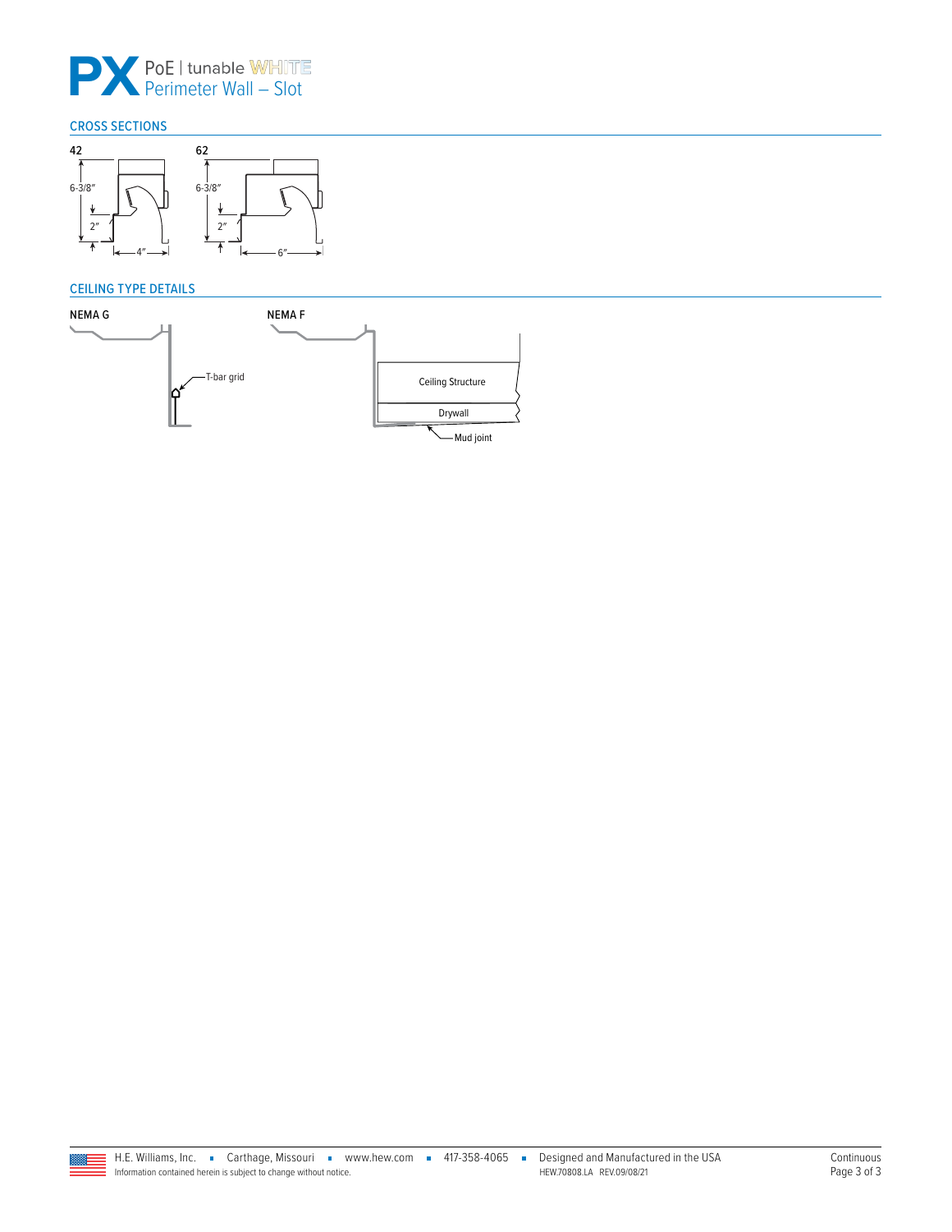# PX PoE | tunable WHITE Perimeter Wall – Slot

## CROSS SECTIONS

42

6-3/8″

2″

4″

62

6-3/8″

2″

6″

## CEILING TYPE DETAILS

NEMA G

T-bar grid

NEMA F

Ceiling Structure

Drywall

Mud joint

H.E. Williams, Inc. ▪ Carthage, Missouri ▪ www.hew.com ▪ 417-358-4065 ▪ Designed and Manufactured in the USA

Information contained herein is subject to change without notice.

HEW.70808.LA REV.09/08/21

Continuous